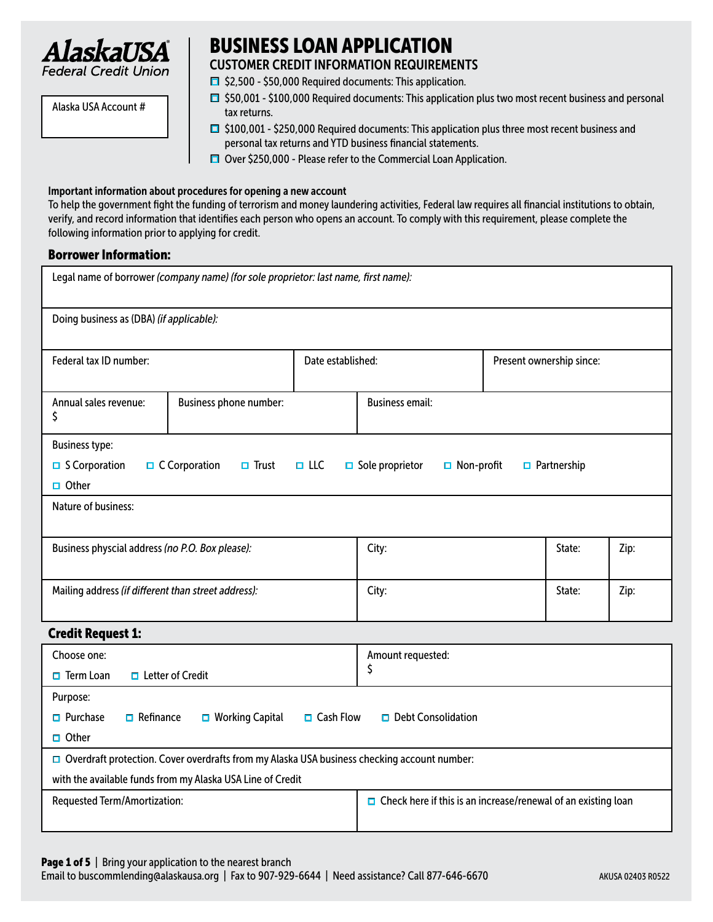**AlaskaUSA**
Federal Credit Union

Alaska USA Account #

# BUSINESS LOAN APPLICATION

## CUSTOMER CREDIT INFORMATION REQUIREMENTS

- ☐ $2,500 - $50,000 Required documents: This application.
- ☐ $50,001 - $100,000 Required documents: This application plus two most recent business and personal tax returns.
- ☐ $100,001 - $250,000 Required documents: This application plus three most recent business and personal tax returns and YTD business financial statements.
- ☐ Over $250,000 - Please refer to the Commercial Loan Application.

**Important information about procedures for opening a new account**
To help the government fight the funding of terrorism and money laundering activities, Federal law requires all financial institutions to obtain, verify, and record information that identifies each person who opens an account. To comply with this requirement, please complete the following information prior to applying for credit.

### Borrower Information:

Legal name of borrower *(company name) (for sole proprietor: last name, first name):*

Doing business as (DBA) *(if applicable):*

| Federal tax ID number: | Date established: | Present ownership since: |
|---|---|---|

| Annual sales revenue: $ | Business phone number: | Business email: |
|---|---|---|

Business type:
☐ S Corporation ☐ C Corporation ☐ Trust ☐ LLC ☐ Sole proprietor ☐ Non-profit ☐ Partnership
☐ Other

Nature of business:

| Business physcial address *(no P.O. Box please):* | City: | State: | Zip: |
|---|---|---|---|
| Mailing address *(if different than street address):* | City: | State: | Zip: |

### Credit Request 1:

| Choose one: ☐ Term Loan ☐ Letter of Credit | Amount requested: $ |
|---|---|

Purpose:
☐ Purchase ☐ Refinance ☐ Working Capital ☐ Cash Flow ☐ Debt Consolidation
☐ Other

☐ Overdraft protection. Cover overdrafts from my Alaska USA business checking account number:
with the available funds from my Alaska USA Line of Credit

| Requested Term/Amortization: | ☐ Check here if this is an increase/renewal of an existing loan |
|---|---|

Bring your application to the nearest branch
Email to buscommlending@alaskausa.org | Fax to 907-929-6644 | Need assistance? Call 877-646-6670

AKUSA 02403 R0522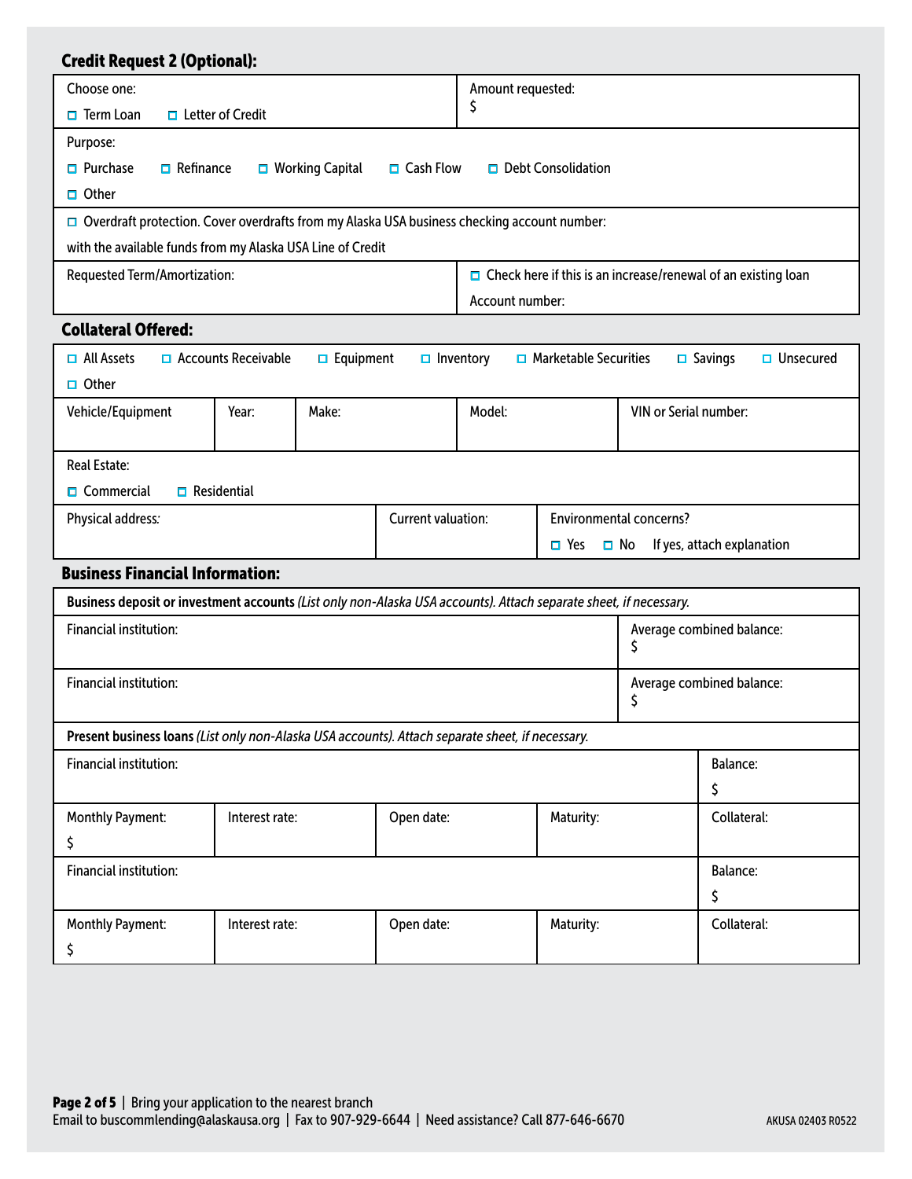## Credit Request 2 (Optional):

| Choose one: ☐ Term Loan ☐ Letter of Credit | Amount requested: $ |
|---|---|
| Purpose: ☐ Purchase ☐ Refinance ☐ Working Capital ☐ Cash Flow ☐ Debt Consolidation ☐ Other | |
| ☐ Overdraft protection. Cover overdrafts from my Alaska USA business checking account number: with the available funds from my Alaska USA Line of Credit | |
| Requested Term/Amortization: | ☐ Check here if this is an increase/renewal of an existing loan Account number: |

## Collateral Offered:

☐ All Assets ☐ Accounts Receivable ☐ Equipment ☐ Inventory ☐ Marketable Securities ☐ Savings ☐ Unsecured ☐ Other

| Vehicle/Equipment | Year: | Make: | Model: | VIN or Serial number: |
|---|---|---|---|---|
| | | | | |

Real Estate: ☐ Commercial ☐ Residential

| Physical address: | Current valuation: | Environmental concerns? ☐ Yes ☐ No If yes, attach explanation |
|---|---|---|
| | | |

## Business Financial Information:

**Business deposit or investment accounts** *(List only non-Alaska USA accounts). Attach separate sheet, if necessary.*

| Financial institution: | Average combined balance: $ |
|---|---|
| Financial institution: | Average combined balance: $ |

**Present business loans** *(List only non-Alaska USA accounts). Attach separate sheet, if necessary.*

| Financial institution: | | | | Balance: $ |
|---|---|---|---|---|
| Monthly Payment: $ | Interest rate: | Open date: | Maturity: | Collateral: |
| Financial institution: | | | | Balance: $ |
| Monthly Payment: $ | Interest rate: | Open date: | Maturity: | Collateral: |

Bring your application to the nearest branch
Email to buscommlending@alaskausa.org | Fax to 907-929-6644 | Need assistance? Call 877-646-6670

AKUSA 02403 R0522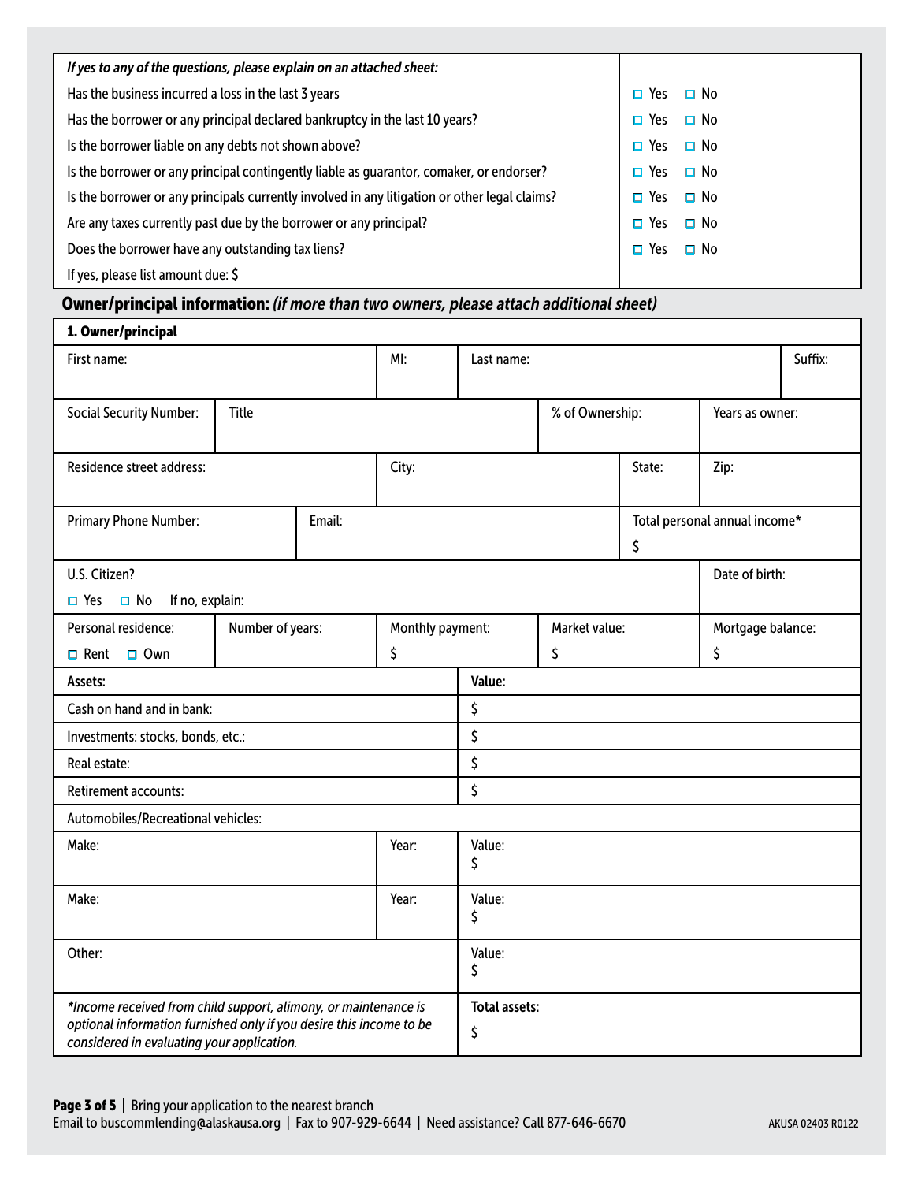| *If yes to any of the questions, please explain on an attached sheet:* | |
|---|---|
| Has the business incurred a loss in the last 3 years | ☐ Yes ☐ No |
| Has the borrower or any principal declared bankruptcy in the last 10 years? | ☐ Yes ☐ No |
| Is the borrower liable on any debts not shown above? | ☐ Yes ☐ No |
| Is the borrower or any principal contingently liable as guarantor, comaker, or endorser? | ☐ Yes ☐ No |
| Is the borrower or any principals currently involved in any litigation or other legal claims? | ☐ Yes ☐ No |
| Are any taxes currently past due by the borrower or any principal? | ☐ Yes ☐ No |
| Does the borrower have any outstanding tax liens? | ☐ Yes ☐ No |
| If yes, please list amount due: $ | |

## Owner/principal information: *(if more than two owners, please attach additional sheet)*

**1. Owner/principal**

| First name: | MI: | Last name: | Suffix: |
|---|---|---|---|
| | | | |

| Social Security Number: | Title | % of Ownership: | Years as owner: |
|---|---|---|---|
| | | | |

| Residence street address: | City: | State: | Zip: |
|---|---|---|---|
| | | | |

| Primary Phone Number: | Email: | Total personal annual income* |
|---|---|---|
| | | $ |

| U.S. Citizen? | Date of birth: |
|---|---|
| ☐ Yes ☐ No If no, explain: | |

| Personal residence: | Number of years: | Monthly payment: | Market value: | Mortgage balance: |
|---|---|---|---|---|
| ☐ Rent ☐ Own | | $ | $ | $ |

| **Assets:** | **Value:** |
|---|---|
| Cash on hand and in bank: | $ |
| Investments: stocks, bonds, etc.: | $ |
| Real estate: | $ |
| Retirement accounts: | $ |
| Automobiles/Recreational vehicles: | |

| Make: | Year: | Value: |
|---|---|---|
| | | $ |
| Make: | Year: | Value: |
| | | $ |
| Other: | | Value: $ |

| *\*Income received from child support, alimony, or maintenance is optional information furnished only if you desire this income to be considered in evaluating your application.* | **Total assets:** $ |
|---|---|

Bring your application to the nearest branch
Email to buscommlending@alaskausa.org | Fax to 907-929-6644 | Need assistance? Call 877-646-6670

AKUSA 02403 R0122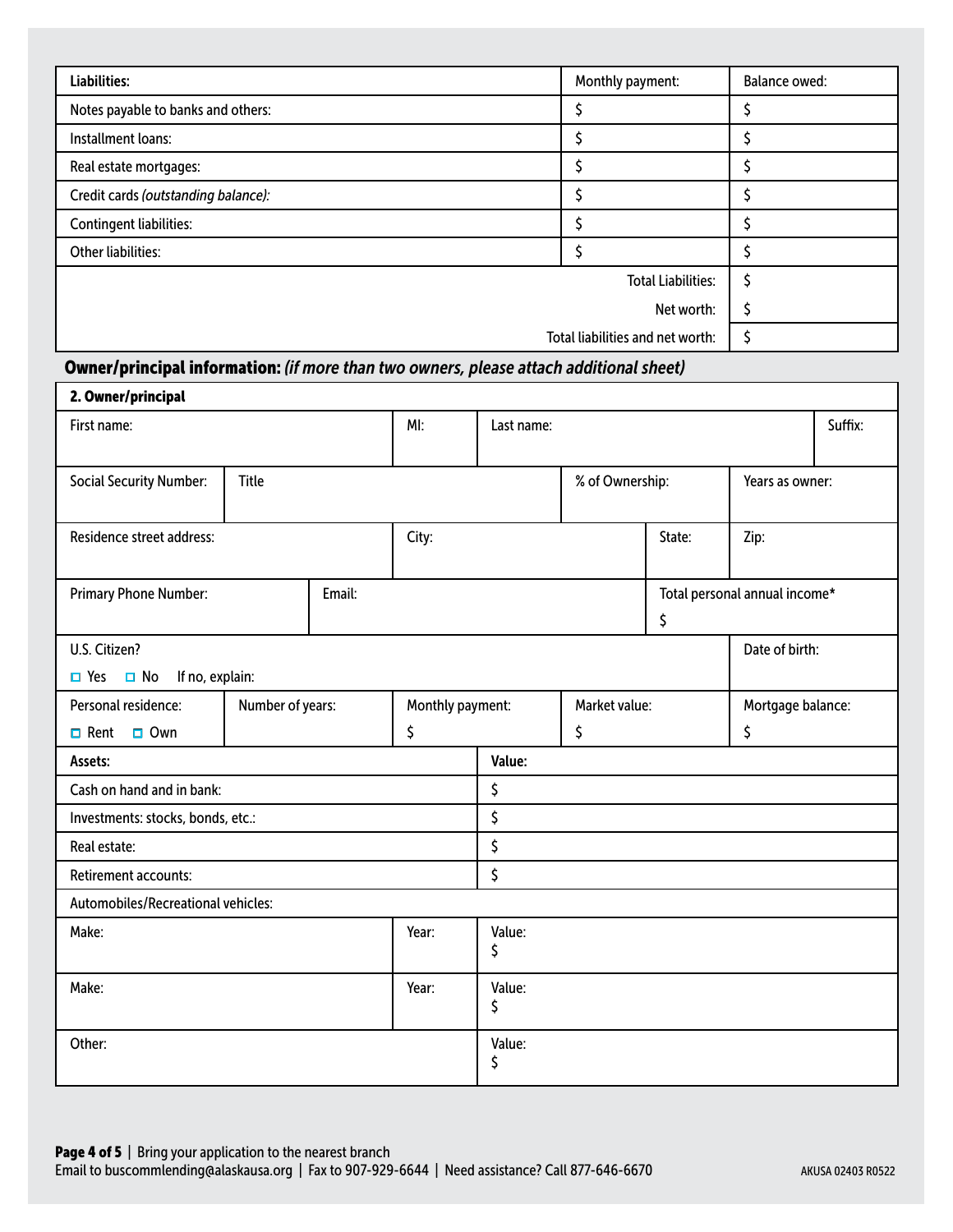| Liabilities: | Monthly payment: | Balance owed: |
|---|---|---|
| Notes payable to banks and others: | $ | $ |
| Installment loans: | $ | $ |
| Real estate mortgages: | $ | $ |
| Credit cards *(outstanding balance):* | $ | $ |
| Contingent liabilities: | $ | $ |
| Other liabilities: | $ | $ |
| | Total Liabilities: | $ |
| | Net worth: | $ |
| | Total liabilities and net worth: | $ |

## Owner/principal information: *(if more than two owners, please attach additional sheet)*

**2. Owner/principal**

| First name: | MI: | Last name: | Suffix: |
|---|---|---|---|
| | | | |

| Social Security Number: | Title | % of Ownership: | Years as owner: |
|---|---|---|---|
| | | | |

| Residence street address: | City: | State: | Zip: |
|---|---|---|---|
| | | | |

| Primary Phone Number: | Email: | Total personal annual income* |
|---|---|---|
| | | $ |

| U.S. Citizen? | Date of birth: |
|---|---|
| ☐ Yes ☐ No If no, explain: | |

| Personal residence: | Number of years: | Monthly payment: | Market value: | Mortgage balance: |
|---|---|---|---|---|
| ☐ Rent ☐ Own | | $ | $ | $ |

| Assets: | Value: |
|---|---|
| Cash on hand and in bank: | $ |
| Investments: stocks, bonds, etc.: | $ |
| Real estate: | $ |
| Retirement accounts: | $ |

Automobiles/Recreational vehicles:

| Make: | Year: | Value: |
|---|---|---|
| | | $ |
| | | $ |

| Other: | Value: |
|---|---|
| | $ |

Bring your application to the nearest branch
Email to buscommlending@alaskausa.org | Fax to 907-929-6644 | Need assistance? Call 877-646-6670

AKUSA 02403 R0522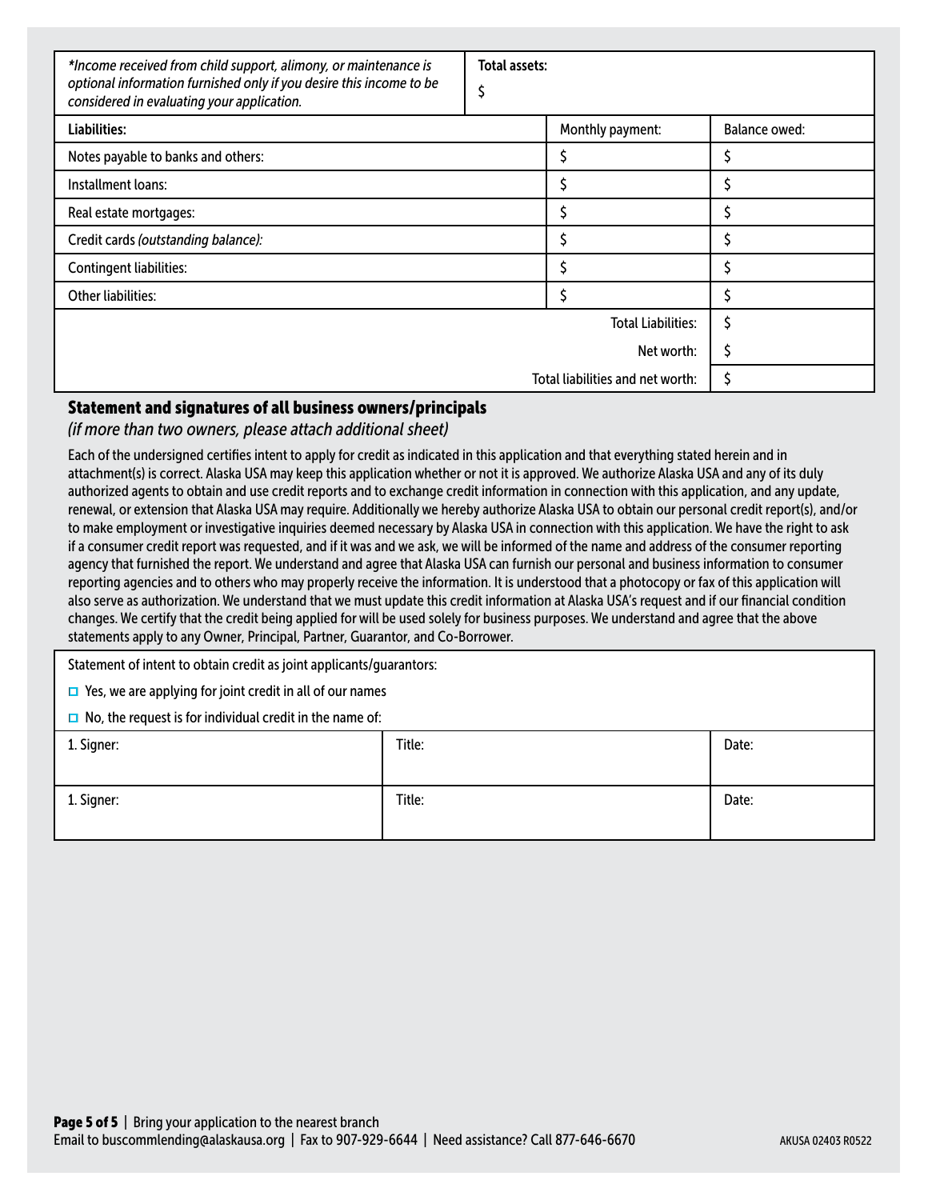| | | | |
|---|---|---|---|
| *\*Income received from child support, alimony, or maintenance is optional information furnished only if you desire this income to be considered in evaluating your application.* | **Total assets:** $ | | |
| **Liabilities:** | | Monthly payment: | Balance owed: |
| Notes payable to banks and others: | | $ | $ |
| Installment loans: | | $ | $ |
| Real estate mortgages: | | $ | $ |
| Credit cards *(outstanding balance):* | | $ | $ |
| Contingent liabilities: | | $ | $ |
| Other liabilities: | | $ | $ |
| | | Total Liabilities: | $ |
| | | Net worth: | $ |
| | | Total liabilities and net worth: | $ |

## Statement and signatures of all business owners/principals

*(if more than two owners, please attach additional sheet)*

Each of the undersigned certifies intent to apply for credit as indicated in this application and that everything stated herein and in attachment(s) is correct. Alaska USA may keep this application whether or not it is approved. We authorize Alaska USA and any of its duly authorized agents to obtain and use credit reports and to exchange credit information in connection with this application, and any update, renewal, or extension that Alaska USA may require. Additionally we hereby authorize Alaska USA to obtain our personal credit report(s), and/or to make employment or investigative inquiries deemed necessary by Alaska USA in connection with this application. We have the right to ask if a consumer credit report was requested, and if it was and we ask, we will be informed of the name and address of the consumer reporting agency that furnished the report. We understand and agree that Alaska USA can furnish our personal and business information to consumer reporting agencies and to others who may properly receive the information. It is understood that a photocopy or fax of this application will also serve as authorization. We understand that we must update this credit information at Alaska USA's request and if our financial condition changes. We certify that the credit being applied for will be used solely for business purposes. We understand and agree that the above statements apply to any Owner, Principal, Partner, Guarantor, and Co-Borrower.

Statement of intent to obtain credit as joint applicants/guarantors:

- ☐ Yes, we are applying for joint credit in all of our names
- ☐ No, the request is for individual credit in the name of:

| | | |
|---|---|---|
| 1. Signer: | Title: | Date: |
| 1. Signer: | Title: | Date: |

Bring your application to the nearest branch
Email to buscommlending@alaskausa.org | Fax to 907-929-6644 | Need assistance? Call 877-646-6670

AKUSA 02403 R0522